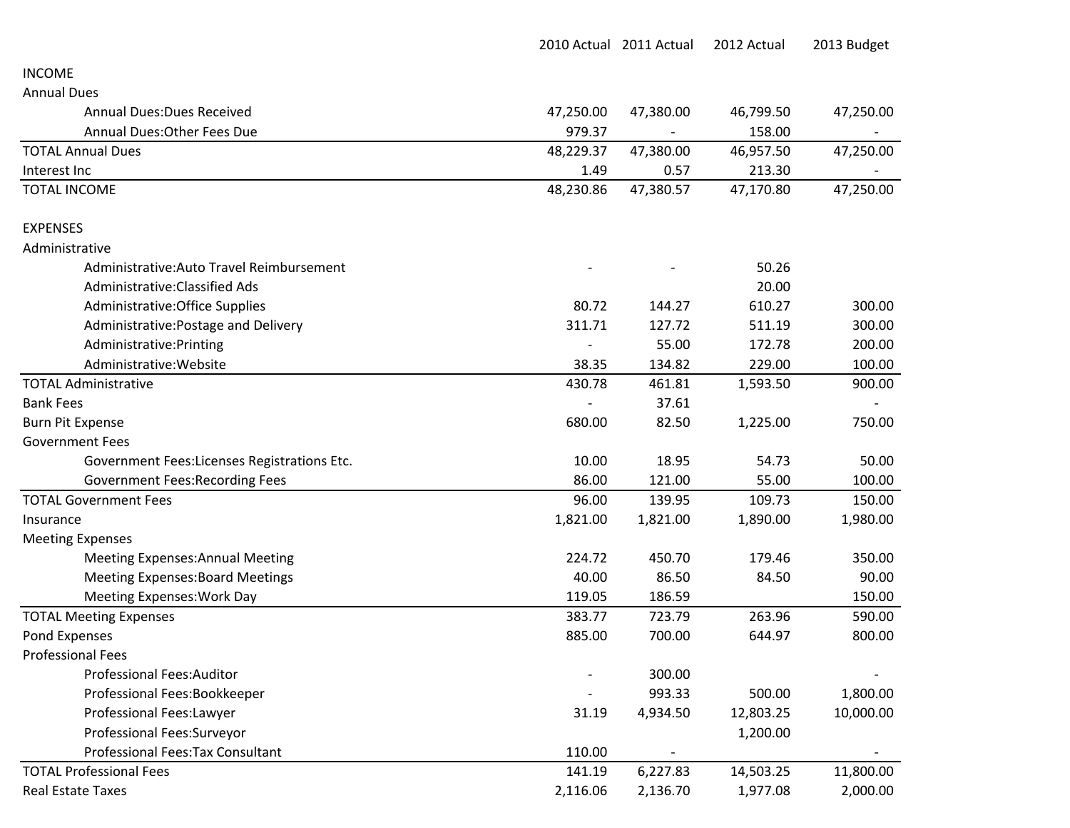| | 2010 Actual | 2011 Actual | 2012 Actual | 2013 Budget |
|---|---|---|---|---|
| INCOME | | | | |
| Annual Dues | | | | |
| Annual Dues:Dues Received | 47,250.00 | 47,380.00 | 46,799.50 | 47,250.00 |
| Annual Dues:Other Fees Due | 979.37 | - | 158.00 | - |
| TOTAL Annual Dues | 48,229.37 | 47,380.00 | 46,957.50 | 47,250.00 |
| Interest Inc | 1.49 | 0.57 | 213.30 | - |
| TOTAL INCOME | 48,230.86 | 47,380.57 | 47,170.80 | 47,250.00 |
| | | | | |
| EXPENSES | | | | |
| Administrative | | | | |
| Administrative:Auto Travel Reimbursement | - | - | 50.26 | |
| Administrative:Classified Ads | | | 20.00 | |
| Administrative:Office Supplies | 80.72 | 144.27 | 610.27 | 300.00 |
| Administrative:Postage and Delivery | 311.71 | 127.72 | 511.19 | 300.00 |
| Administrative:Printing | - | 55.00 | 172.78 | 200.00 |
| Administrative:Website | 38.35 | 134.82 | 229.00 | 100.00 |
| TOTAL Administrative | 430.78 | 461.81 | 1,593.50 | 900.00 |
| Bank Fees | - | 37.61 | | - |
| Burn Pit Expense | 680.00 | 82.50 | 1,225.00 | 750.00 |
| Government Fees | | | | |
| Government Fees:Licenses Registrations Etc. | 10.00 | 18.95 | 54.73 | 50.00 |
| Government Fees:Recording Fees | 86.00 | 121.00 | 55.00 | 100.00 |
| TOTAL Government Fees | 96.00 | 139.95 | 109.73 | 150.00 |
| Insurance | 1,821.00 | 1,821.00 | 1,890.00 | 1,980.00 |
| Meeting Expenses | | | | |
| Meeting Expenses:Annual Meeting | 224.72 | 450.70 | 179.46 | 350.00 |
| Meeting Expenses:Board Meetings | 40.00 | 86.50 | 84.50 | 90.00 |
| Meeting Expenses:Work Day | 119.05 | 186.59 | | 150.00 |
| TOTAL Meeting Expenses | 383.77 | 723.79 | 263.96 | 590.00 |
| Pond Expenses | 885.00 | 700.00 | 644.97 | 800.00 |
| Professional Fees | | | | |
| Professional Fees:Auditor | - | 300.00 | | - |
| Professional Fees:Bookkeeper | - | 993.33 | 500.00 | 1,800.00 |
| Professional Fees:Lawyer | 31.19 | 4,934.50 | 12,803.25 | 10,000.00 |
| Professional Fees:Surveyor | | | 1,200.00 | |
| Professional Fees:Tax Consultant | 110.00 | - | | - |
| TOTAL Professional Fees | 141.19 | 6,227.83 | 14,503.25 | 11,800.00 |
| Real Estate Taxes | 2,116.06 | 2,136.70 | 1,977.08 | 2,000.00 |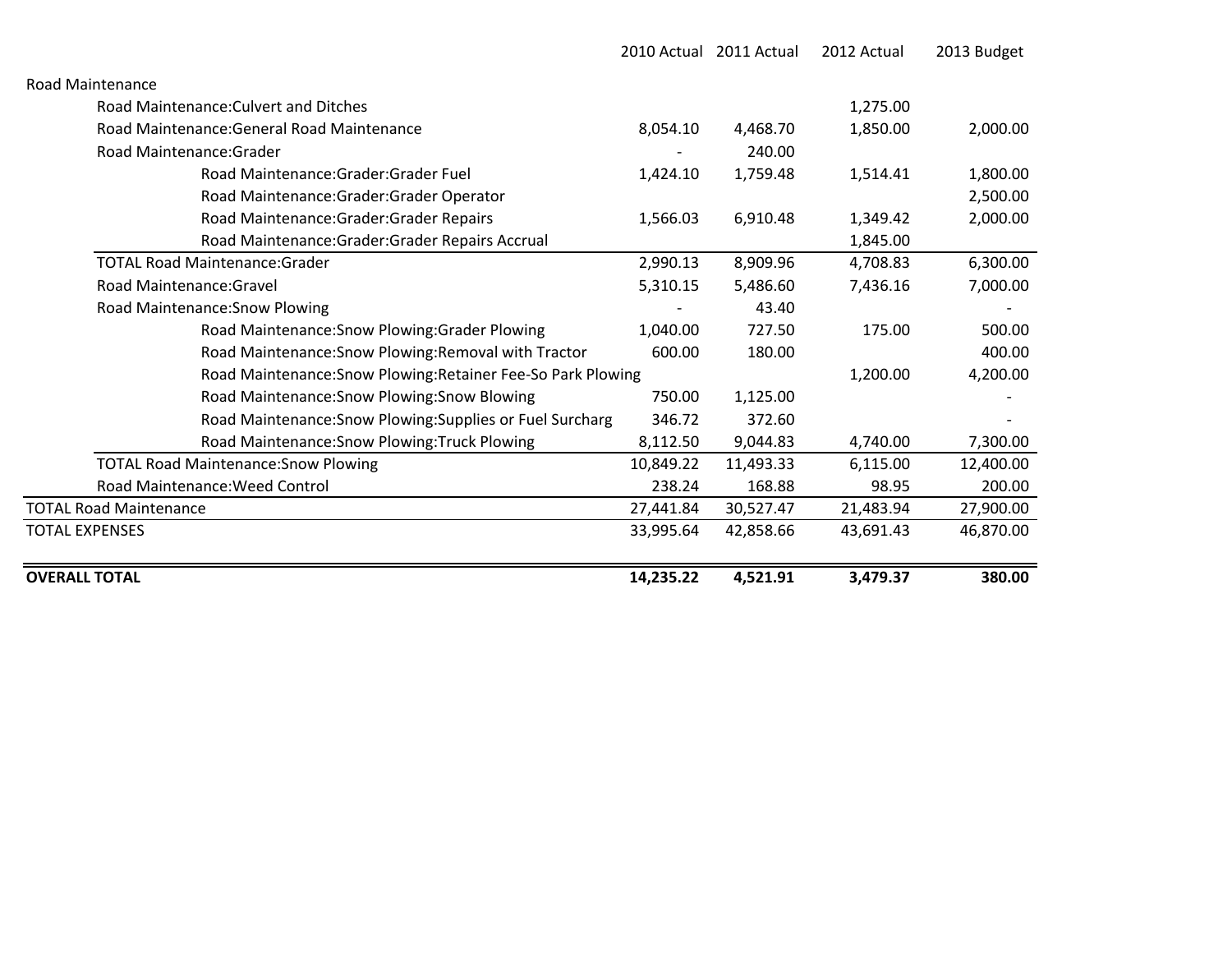| | 2010 Actual | 2011 Actual | 2012 Actual | 2013 Budget |
|---|---|---|---|---|
| Road Maintenance | | | | |
| Road Maintenance:Culvert and Ditches | | | 1,275.00 | |
| Road Maintenance:General Road Maintenance | 8,054.10 | 4,468.70 | 1,850.00 | 2,000.00 |
| Road Maintenance:Grader | - | 240.00 | | |
| Road Maintenance:Grader:Grader Fuel | 1,424.10 | 1,759.48 | 1,514.41 | 1,800.00 |
| Road Maintenance:Grader:Grader Operator | | | | 2,500.00 |
| Road Maintenance:Grader:Grader Repairs | 1,566.03 | 6,910.48 | 1,349.42 | 2,000.00 |
| Road Maintenance:Grader:Grader Repairs Accrual | | | 1,845.00 | |
| TOTAL Road Maintenance:Grader | 2,990.13 | 8,909.96 | 4,708.83 | 6,300.00 |
| Road Maintenance:Gravel | 5,310.15 | 5,486.60 | 7,436.16 | 7,000.00 |
| Road Maintenance:Snow Plowing | - | 43.40 | | - |
| Road Maintenance:Snow Plowing:Grader Plowing | 1,040.00 | 727.50 | 175.00 | 500.00 |
| Road Maintenance:Snow Plowing:Removal with Tractor | 600.00 | 180.00 | | 400.00 |
| Road Maintenance:Snow Plowing:Retainer Fee-So Park Plowing | | | 1,200.00 | 4,200.00 |
| Road Maintenance:Snow Plowing:Snow Blowing | 750.00 | 1,125.00 | | - |
| Road Maintenance:Snow Plowing:Supplies or Fuel Surcharg | 346.72 | 372.60 | | - |
| Road Maintenance:Snow Plowing:Truck Plowing | 8,112.50 | 9,044.83 | 4,740.00 | 7,300.00 |
| TOTAL Road Maintenance:Snow Plowing | 10,849.22 | 11,493.33 | 6,115.00 | 12,400.00 |
| Road Maintenance:Weed Control | 238.24 | 168.88 | 98.95 | 200.00 |
| TOTAL Road Maintenance | 27,441.84 | 30,527.47 | 21,483.94 | 27,900.00 |
| TOTAL EXPENSES | 33,995.64 | 42,858.66 | 43,691.43 | 46,870.00 |
| **OVERALL TOTAL** | **14,235.22** | **4,521.91** | **3,479.37** | **380.00** |